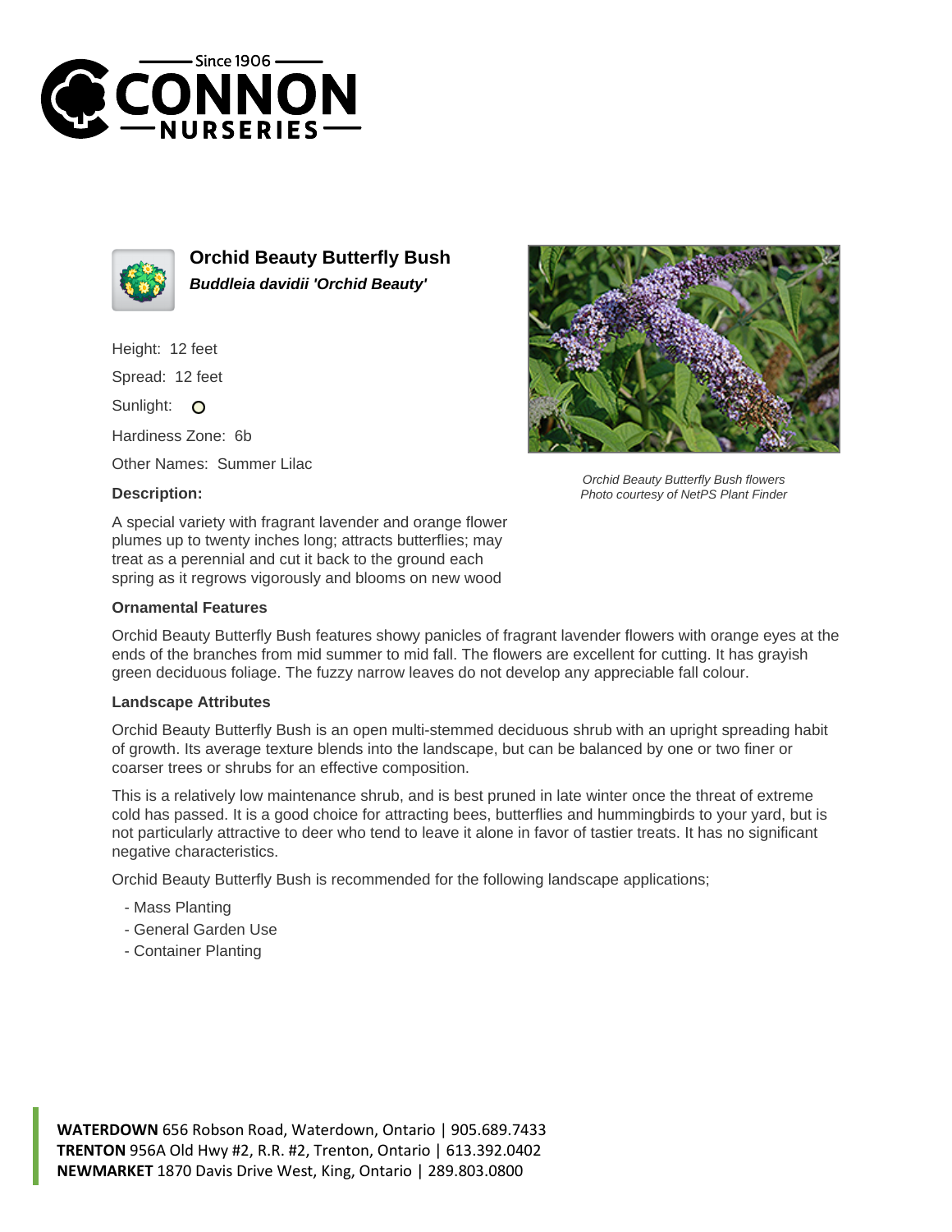# Orchid Beauty Butterfly Bush

***Buddleia davidii 'Orchid Beauty'***

Height: 12 feet

Spread: 12 feet

Sunlight:

Hardiness Zone: 6b

Other Names: Summer Lilac

**Description:**

A special variety with fragrant lavender and orange flower plumes up to twenty inches long; attracts butterflies; may treat as a perennial and cut it back to the ground each spring as it regrows vigorously and blooms on new wood

*Orchid Beauty Butterfly Bush flowers*
*Photo courtesy of NetPS Plant Finder*

### Ornamental Features

Orchid Beauty Butterfly Bush features showy panicles of fragrant lavender flowers with orange eyes at the ends of the branches from mid summer to mid fall. The flowers are excellent for cutting. It has grayish green deciduous foliage. The fuzzy narrow leaves do not develop any appreciable fall colour.

### Landscape Attributes

Orchid Beauty Butterfly Bush is an open multi-stemmed deciduous shrub with an upright spreading habit of growth. Its average texture blends into the landscape, but can be balanced by one or two finer or coarser trees or shrubs for an effective composition.

This is a relatively low maintenance shrub, and is best pruned in late winter once the threat of extreme cold has passed. It is a good choice for attracting bees, butterflies and hummingbirds to your yard, but is not particularly attractive to deer who tend to leave it alone in favor of tastier treats. It has no significant negative characteristics.

Orchid Beauty Butterfly Bush is recommended for the following landscape applications;

- Mass Planting
- General Garden Use
- Container Planting

**WATERDOWN** 656 Robson Road, Waterdown, Ontario | 905.689.7433
**TRENTON** 956A Old Hwy #2, R.R. #2, Trenton, Ontario | 613.392.0402
**NEWMARKET** 1870 Davis Drive West, King, Ontario | 289.803.0800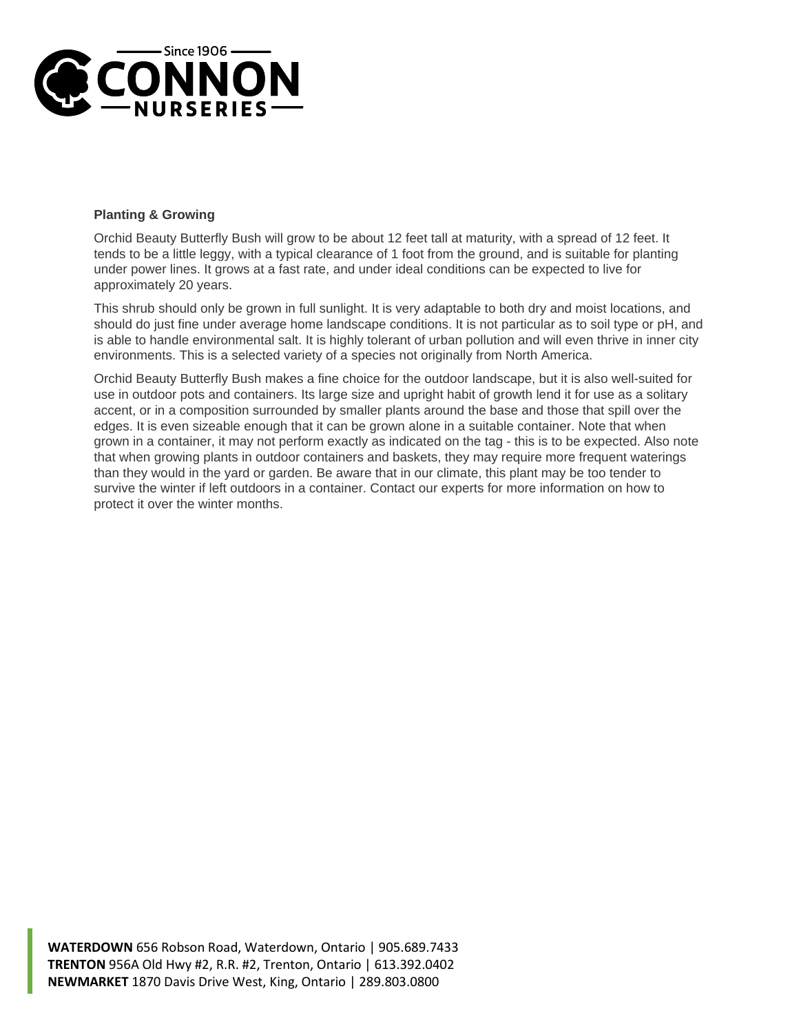## Planting & Growing

Orchid Beauty Butterfly Bush will grow to be about 12 feet tall at maturity, with a spread of 12 feet. It tends to be a little leggy, with a typical clearance of 1 foot from the ground, and is suitable for planting under power lines. It grows at a fast rate, and under ideal conditions can be expected to live for approximately 20 years.

This shrub should only be grown in full sunlight. It is very adaptable to both dry and moist locations, and should do just fine under average home landscape conditions. It is not particular as to soil type or pH, and is able to handle environmental salt. It is highly tolerant of urban pollution and will even thrive in inner city environments. This is a selected variety of a species not originally from North America.

Orchid Beauty Butterfly Bush makes a fine choice for the outdoor landscape, but it is also well-suited for use in outdoor pots and containers. Its large size and upright habit of growth lend it for use as a solitary accent, or in a composition surrounded by smaller plants around the base and those that spill over the edges. It is even sizeable enough that it can be grown alone in a suitable container. Note that when grown in a container, it may not perform exactly as indicated on the tag - this is to be expected. Also note that when growing plants in outdoor containers and baskets, they may require more frequent waterings than they would in the yard or garden. Be aware that in our climate, this plant may be too tender to survive the winter if left outdoors in a container. Contact our experts for more information on how to protect it over the winter months.